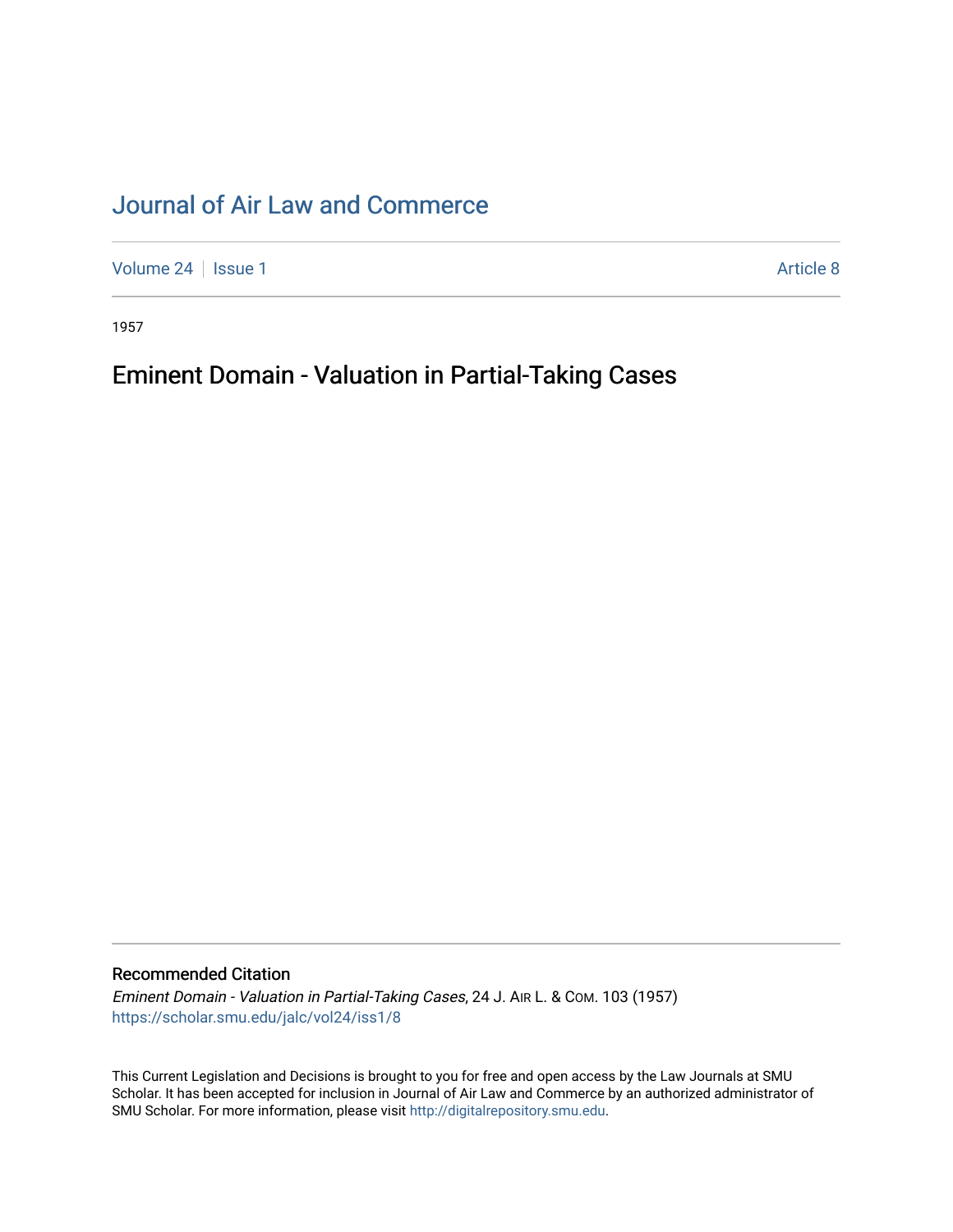# Journal of Air Law and Commerce

Volume 24 | Issue 1 Article 8

1957

## Eminent Domain - Valuation in Partial-Taking Cases

### Recommended Citation

*Eminent Domain - Valuation in Partial-Taking Cases*, 24 J. Air L. & Com. 103 (1957)
https://scholar.smu.edu/jalc/vol24/iss1/8

This Current Legislation and Decisions is brought to you for free and open access by the Law Journals at SMU Scholar. It has been accepted for inclusion in Journal of Air Law and Commerce by an authorized administrator of SMU Scholar. For more information, please visit http://digitalrepository.smu.edu.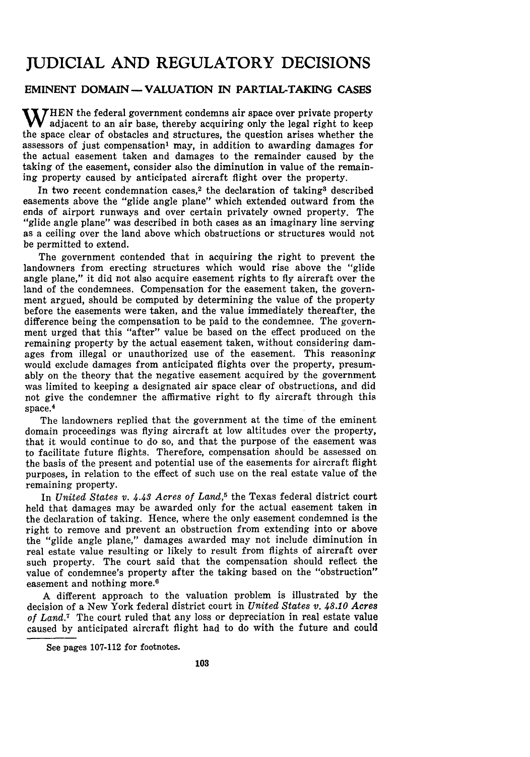# JUDICIAL AND REGULATORY DECISIONS

## EMINENT DOMAIN — VALUATION IN PARTIAL-TAKING CASES

WHEN the federal government condemns air space over private property adjacent to an air base, thereby acquiring only the legal right to keep the space clear of obstacles and structures, the question arises whether the assessors of just compensation[1] may, in addition to awarding damages for the actual easement taken and damages to the remainder caused by the taking of the easement, consider also the diminution in value of the remaining property caused by anticipated aircraft flight over the property.

In two recent condemnation cases,[2] the declaration of taking[3] described easements above the "glide angle plane" which extended outward from the ends of airport runways and over certain privately owned property. The "glide angle plane" was described in both cases as an imaginary line serving as a ceiling over the land above which obstructions or structures would not be permitted to extend.

The government contended that in acquiring the right to prevent the landowners from erecting structures which would rise above the "glide angle plane," it did not also acquire easement rights to fly aircraft over the land of the condemnees. Compensation for the easement taken, the government argued, should be computed by determining the value of the property before the easements were taken, and the value immediately thereafter, the difference being the compensation to be paid to the condemnee. The government urged that this "after" value be based on the effect produced on the remaining property by the actual easement taken, without considering damages from illegal or unauthorized use of the easement. This reasoning would exclude damages from anticipated flights over the property, presumably on the theory that the negative easement acquired by the government was limited to keeping a designated air space clear of obstructions, and did not give the condemner the affirmative right to fly aircraft through this space.[4]

The landowners replied that the government at the time of the eminent domain proceedings was flying aircraft at low altitudes over the property, that it would continue to do so, and that the purpose of the easement was to facilitate future flights. Therefore, compensation should be assessed on the basis of the present and potential use of the easements for aircraft flight purposes, in relation to the effect of such use on the real estate value of the remaining property.

In *United States v. 4.43 Acres of Land*,[5] the Texas federal district court held that damages may be awarded only for the actual easement taken in the declaration of taking. Hence, where the only easement condemned is the right to remove and prevent an obstruction from extending into or above the "glide angle plane," damages awarded may not include diminution in real estate value resulting or likely to result from flights of aircraft over such property. The court said that the compensation should reflect the value of condemnee's property after the taking based on the "obstruction" easement and nothing more.[6]

A different approach to the valuation problem is illustrated by the decision of a New York federal district court in *United States v. 48.10 Acres of Land*.[7] The court ruled that any loss or depreciation in real estate value caused by anticipated aircraft flight had to do with the future and could

See pages 107-112 for footnotes.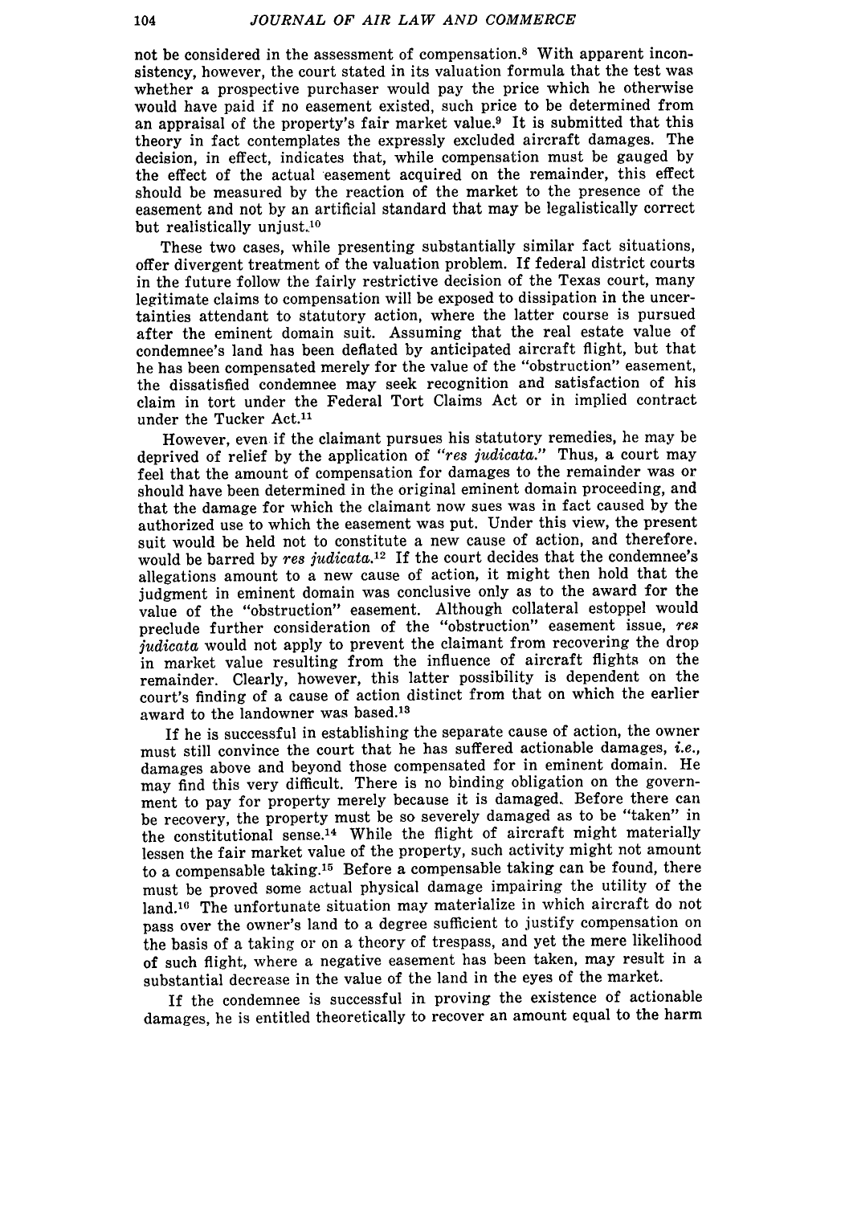not be considered in the assessment of compensation.[8] With apparent inconsistency, however, the court stated in its valuation formula that the test was whether a prospective purchaser would pay the price which he otherwise would have paid if no easement existed, such price to be determined from an appraisal of the property's fair market value.[9] It is submitted that this theory in fact contemplates the expressly excluded aircraft damages. The decision, in effect, indicates that, while compensation must be gauged by the effect of the actual easement acquired on the remainder, this effect should be measured by the reaction of the market to the presence of the easement and not by an artificial standard that may be legalistically correct but realistically unjust.[10]

These two cases, while presenting substantially similar fact situations, offer divergent treatment of the valuation problem. If federal district courts in the future follow the fairly restrictive decision of the Texas court, many legitimate claims to compensation will be exposed to dissipation in the uncertainties attendant to statutory action, where the latter course is pursued after the eminent domain suit. Assuming that the real estate value of condemnee's land has been deflated by anticipated aircraft flight, but that he has been compensated merely for the value of the "obstruction" easement, the dissatisfied condemnee may seek recognition and satisfaction of his claim in tort under the Federal Tort Claims Act or in implied contract under the Tucker Act.[11]

However, even if the claimant pursues his statutory remedies, he may be deprived of relief by the application of *"res judicata."* Thus, a court may feel that the amount of compensation for damages to the remainder was or should have been determined in the original eminent domain proceeding, and that the damage for which the claimant now sues was in fact caused by the authorized use to which the easement was put. Under this view, the present suit would be held not to constitute a new cause of action, and therefore would be barred by *res judicata*.[12] If the court decides that the condemnee's allegations amount to a new cause of action, it might then hold that the judgment in eminent domain was conclusive only as to the award for the value of the "obstruction" easement. Although collateral estoppel would preclude further consideration of the "obstruction" easement issue, *res judicata* would not apply to prevent the claimant from recovering the drop in market value resulting from the influence of aircraft flights on the remainder. Clearly, however, this latter possibility is dependent on the court's finding of a cause of action distinct from that on which the earlier award to the landowner was based.[13]

If he is successful in establishing the separate cause of action, the owner must still convince the court that he has suffered actionable damages, *i.e.*, damages above and beyond those compensated for in eminent domain. He may find this very difficult. There is no binding obligation on the government to pay for property merely because it is damaged. Before there can be recovery, the property must be so severely damaged as to be "taken" in the constitutional sense.[14] While the flight of aircraft might materially lessen the fair market value of the property, such activity might not amount to a compensable taking.[15] Before a compensable taking can be found, there must be proved some actual physical damage impairing the utility of the land.[16] The unfortunate situation may materialize in which aircraft do not pass over the owner's land to a degree sufficient to justify compensation on the basis of a taking or on a theory of trespass, and yet the mere likelihood of such flight, where a negative easement has been taken, may result in a substantial decrease in the value of the land in the eyes of the market.

If the condemnee is successful in proving the existence of actionable damages, he is entitled theoretically to recover an amount equal to the harm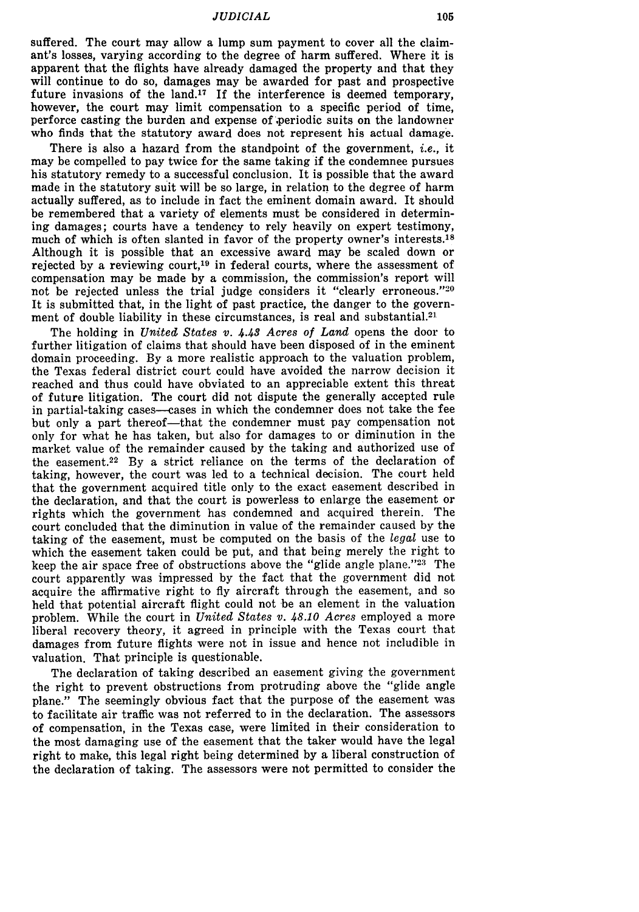suffered. The court may allow a lump sum payment to cover all the claimant's losses, varying according to the degree of harm suffered. Where it is apparent that the flights have already damaged the property and that they will continue to do so, damages may be awarded for past and prospective future invasions of the land.[17] If the interference is deemed temporary, however, the court may limit compensation to a specific period of time, perforce casting the burden and expense of periodic suits on the landowner who finds that the statutory award does not represent his actual damage.

There is also a hazard from the standpoint of the government, *i.e.*, it may be compelled to pay twice for the same taking if the condemnee pursues his statutory remedy to a successful conclusion. It is possible that the award made in the statutory suit will be so large, in relation to the degree of harm actually suffered, as to include in fact the eminent domain award. It should be remembered that a variety of elements must be considered in determining damages; courts have a tendency to rely heavily on expert testimony, much of which is often slanted in favor of the property owner's interests.[18] Although it is possible that an excessive award may be scaled down or rejected by a reviewing court,[19] in federal courts, where the assessment of compensation may be made by a commission, the commission's report will not be rejected unless the trial judge considers it "clearly erroneous."[20] It is submitted that, in the light of past practice, the danger to the government of double liability in these circumstances, is real and substantial.[21]

The holding in *United States v. 4.43 Acres of Land* opens the door to further litigation of claims that should have been disposed of in the eminent domain proceeding. By a more realistic approach to the valuation problem, the Texas federal district court could have avoided the narrow decision it reached and thus could have obviated to an appreciable extent this threat of future litigation. The court did not dispute the generally accepted rule in partial-taking cases—cases in which the condemner does not take the fee but only a part thereof—that the condemner must pay compensation not only for what he has taken, but also for damages to or diminution in the market value of the remainder caused by the taking and authorized use of the easement.[22] By a strict reliance on the terms of the declaration of taking, however, the court was led to a technical decision. The court held that the government acquired title only to the exact easement described in the declaration, and that the court is powerless to enlarge the easement or rights which the government has condemned and acquired therein. The court concluded that the diminution in value of the remainder caused by the taking of the easement, must be computed on the basis of the *legal* use to which the easement taken could be put, and that being merely the right to keep the air space free of obstructions above the "glide angle plane."[23] The court apparently was impressed by the fact that the government did not acquire the affirmative right to fly aircraft through the easement, and so held that potential aircraft flight could not be an element in the valuation problem. While the court in *United States v. 48.10 Acres* employed a more liberal recovery theory, it agreed in principle with the Texas court that damages from future flights were not in issue and hence not includible in valuation. That principle is questionable.

The declaration of taking described an easement giving the government the right to prevent obstructions from protruding above the "glide angle plane." The seemingly obvious fact that the purpose of the easement was to facilitate air traffic was not referred to in the declaration. The assessors of compensation, in the Texas case, were limited in their consideration to the most damaging use of the easement that the taker would have the legal right to make, this legal right being determined by a liberal construction of the declaration of taking. The assessors were not permitted to consider the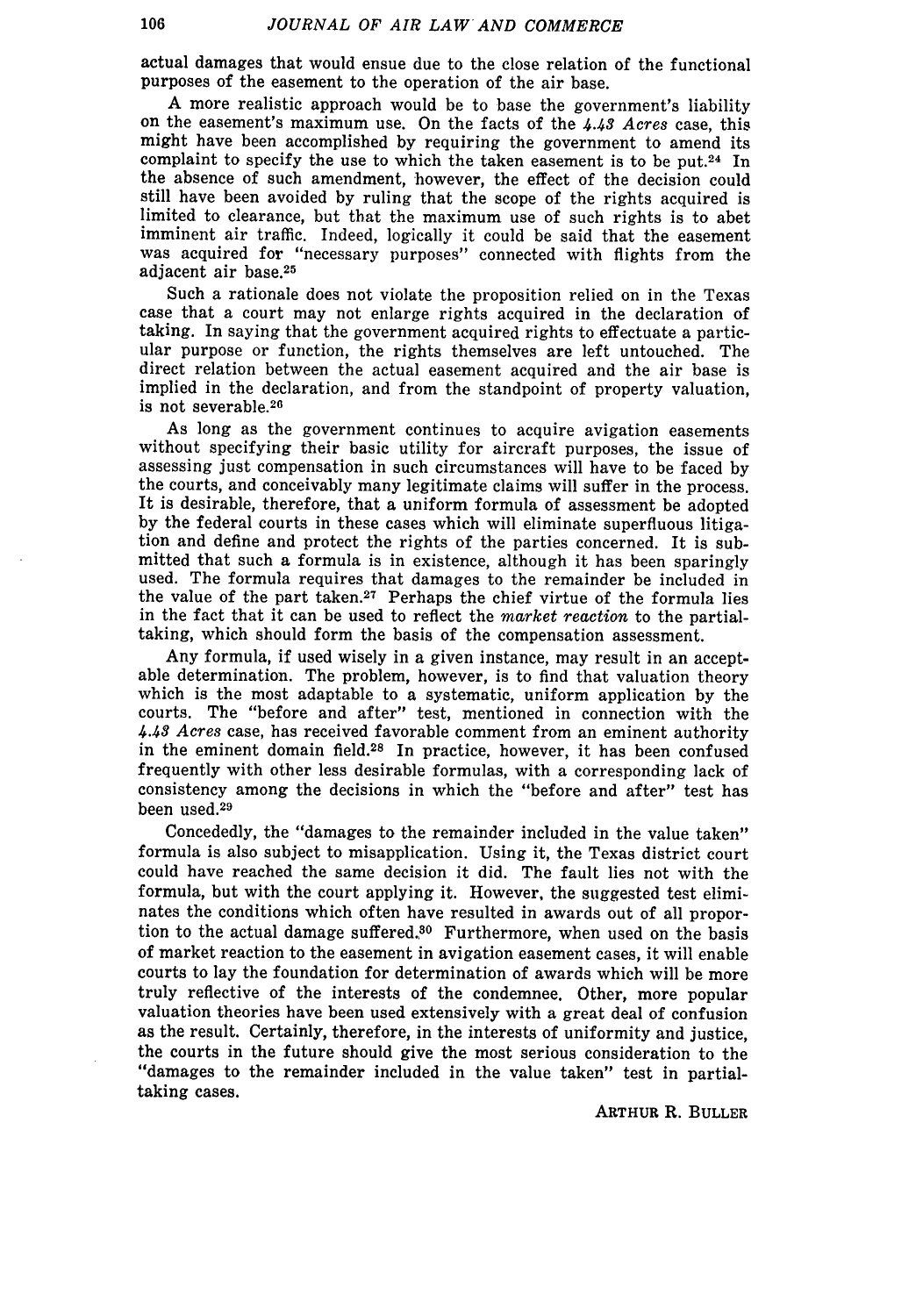actual damages that would ensue due to the close relation of the functional purposes of the easement to the operation of the air base.

A more realistic approach would be to base the government's liability on the easement's maximum use. On the facts of the *4.43 Acres* case, this might have been accomplished by requiring the government to amend its complaint to specify the use to which the taken easement is to be put.[24] In the absence of such amendment, however, the effect of the decision could still have been avoided by ruling that the scope of the rights acquired is limited to clearance, but that the maximum use of such rights is to abet imminent air traffic. Indeed, logically it could be said that the easement was acquired for "necessary purposes" connected with flights from the adjacent air base.[25]

Such a rationale does not violate the proposition relied on in the Texas case that a court may not enlarge rights acquired in the declaration of taking. In saying that the government acquired rights to effectuate a particular purpose or function, the rights themselves are left untouched. The direct relation between the actual easement acquired and the air base is implied in the declaration, and from the standpoint of property valuation, is not severable.[26]

As long as the government continues to acquire avigation easements without specifying their basic utility for aircraft purposes, the issue of assessing just compensation in such circumstances will have to be faced by the courts, and conceivably many legitimate claims will suffer in the process. It is desirable, therefore, that a uniform formula of assessment be adopted by the federal courts in these cases which will eliminate superfluous litigation and define and protect the rights of the parties concerned. It is submitted that such a formula is in existence, although it has been sparingly used. The formula requires that damages to the remainder be included in the value of the part taken.[27] Perhaps the chief virtue of the formula lies in the fact that it can be used to reflect the *market reaction* to the partial-taking, which should form the basis of the compensation assessment.

Any formula, if used wisely in a given instance, may result in an acceptable determination. The problem, however, is to find that valuation theory which is the most adaptable to a systematic, uniform application by the courts. The "before and after" test, mentioned in connection with the *4.43 Acres* case, has received favorable comment from an eminent authority in the eminent domain field.[28] In practice, however, it has been confused frequently with other less desirable formulas, with a corresponding lack of consistency among the decisions in which the "before and after" test has been used.[29]

Concededly, the "damages to the remainder included in the value taken" formula is also subject to misapplication. Using it, the Texas district court could have reached the same decision it did. The fault lies not with the formula, but with the court applying it. However, the suggested test eliminates the conditions which often have resulted in awards out of all proportion to the actual damage suffered.[30] Furthermore, when used on the basis of market reaction to the easement in avigation easement cases, it will enable courts to lay the foundation for determination of awards which will be more truly reflective of the interests of the condemnee. Other, more popular valuation theories have been used extensively with a great deal of confusion as the result. Certainly, therefore, in the interests of uniformity and justice, the courts in the future should give the most serious consideration to the "damages to the remainder included in the value taken" test in partial-taking cases.

ARTHUR R. BULLER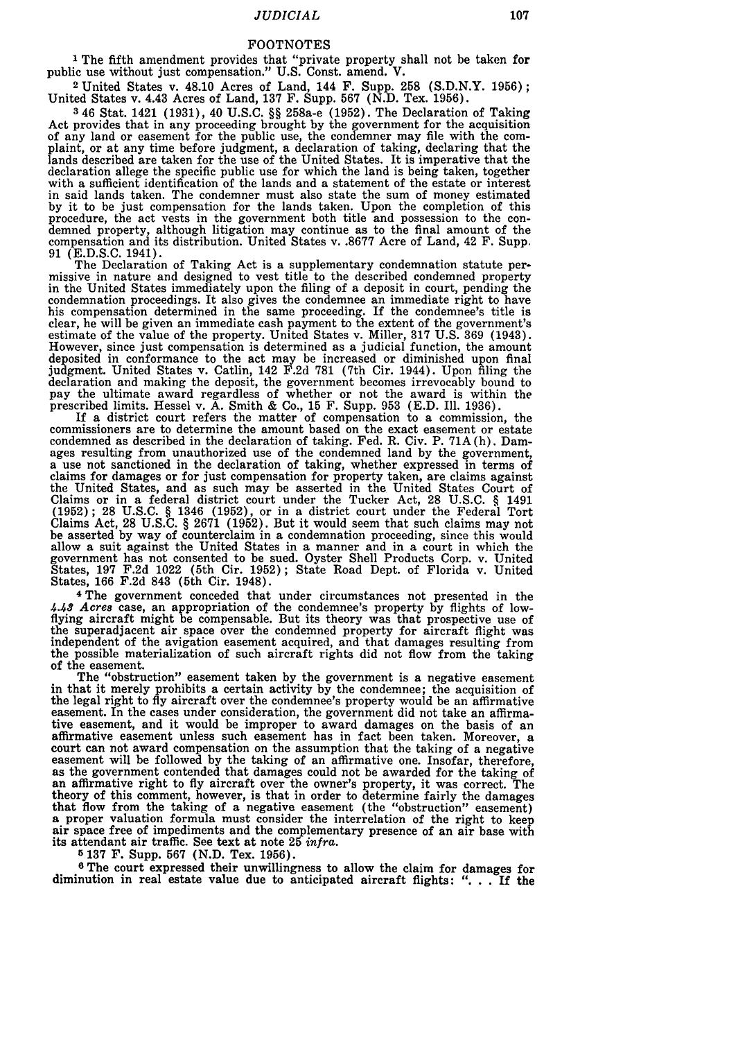## FOOTNOTES

[1] The fifth amendment provides that "private property shall not be taken for public use without just compensation." U.S. Const. amend. V.

[2] United States v. 48.10 Acres of Land, 144 F. Supp. 258 (S.D.N.Y. 1956); United States v. 4.43 Acres of Land, 137 F. Supp. 567 (N.D. Tex. 1956).

[3] 46 Stat. 1421 (1931), 40 U.S.C. §§ 258a-e (1952). The Declaration of Taking Act provides that in any proceeding brought by the government for the acquisition of any land or easement for the public use, the condemner may file with the complaint, or at any time before judgment, a declaration of taking, declaring that the lands described are taken for the use of the United States. It is imperative that the declaration allege the specific public use for which the land is being taken, together with a sufficient identification of the lands and a statement of the estate or interest in said lands taken. The condemner must also state the sum of money estimated by it to be just compensation for the lands taken. Upon the completion of this procedure, the act vests in the government both title and possession to the condemned property, although litigation may continue as to the final amount of the compensation and its distribution. United States v. .8677 Acre of Land, 42 F. Supp. 91 (E.D.S.C. 1941).

The Declaration of Taking Act is a supplementary condemnation statute permissive in nature and designed to vest title to the described condemned property in the United States immediately upon the filing of a deposit in court, pending the condemnation proceedings. It also gives the condemnee an immediate right to have his compensation determined in the same proceeding. If the condemnee's title is clear, he will be given an immediate cash payment to the extent of the government's estimate of the value of the property. United States v. Miller, 317 U.S. 369 (1943). However, since just compensation is determined as a judicial function, the amount deposited in conformance to the act may be increased or diminished upon final judgment. United States v. Catlin, 142 F.2d 781 (7th Cir. 1944). Upon filing the declaration and making the deposit, the government becomes irrevocably bound to pay the ultimate award regardless of whether or not the award is within the prescribed limits. Hessel v. A. Smith & Co., 15 F. Supp. 953 (E.D. Ill. 1936).

If a district court refers the matter of compensation to a commission, the commissioners are to determine the amount based on the exact easement or estate condemned as described in the declaration of taking. Fed. R. Civ. P. 71A(h). Damages resulting from unauthorized use of the condemned land by the government, a use not sanctioned in the declaration of taking, whether expressed in terms of claims for damages or for just compensation for property taken, are claims against the United States, and as such may be asserted in the United States Court of Claims or in a federal district court under the Tucker Act, 28 U.S.C. § 1491 (1952); 28 U.S.C. § 1346 (1952), or in a district court under the Federal Tort Claims Act, 28 U.S.C. § 2671 (1952). But it would seem that such claims may not be asserted by way of counterclaim in a condemnation proceeding, since this would allow a suit against the United States in a manner and in a court in which the government has not consented to be sued. Oyster Shell Products Corp. v. United States, 197 F.2d 1022 (5th Cir. 1952); State Road Dept. of Florida v. United States, 166 F.2d 843 (5th Cir. 1948).

[4] The government conceded that under circumstances not presented in the *4.43 Acres* case, an appropriation of the condemnee's property by flights of low-flying aircraft might be compensable. But its theory was that prospective use of the superadjacent air space over the condemned property for aircraft flight was independent of the avigation easement acquired, and that damages resulting from the possible materialization of such aircraft rights did not flow from the taking of the easement.

The "obstruction" easement taken by the government is a negative easement in that it merely prohibits a certain activity by the condemnee; the acquisition of the legal right to fly aircraft over the condemnee's property would be an affirmative easement. In the cases under consideration, the government did not take an affirmative easement, and it would be improper to award damages on the basis of an affirmative easement unless such easement has in fact been taken. Moreover, a court can not award compensation on the assumption that the taking of a negative easement will be followed by the taking of an affirmative one. Insofar, therefore, as the government contended that damages could not be awarded for the taking of an affirmative right to fly aircraft over the owner's property, it was correct. The theory of this comment, however, is that in order to determine fairly the damages that flow from the taking of a negative easement (the "obstruction" easement) a proper valuation formula must consider the interrelation of the right to keep air space free of impediments and the complementary presence of an air base with its attendant air traffic. See text at note 25 *infra*.

[5] 137 F. Supp. 567 (N.D. Tex. 1956).

[6] The court expressed their unwillingness to allow the claim for damages for diminution in real estate value due to anticipated aircraft flights: ". . . If the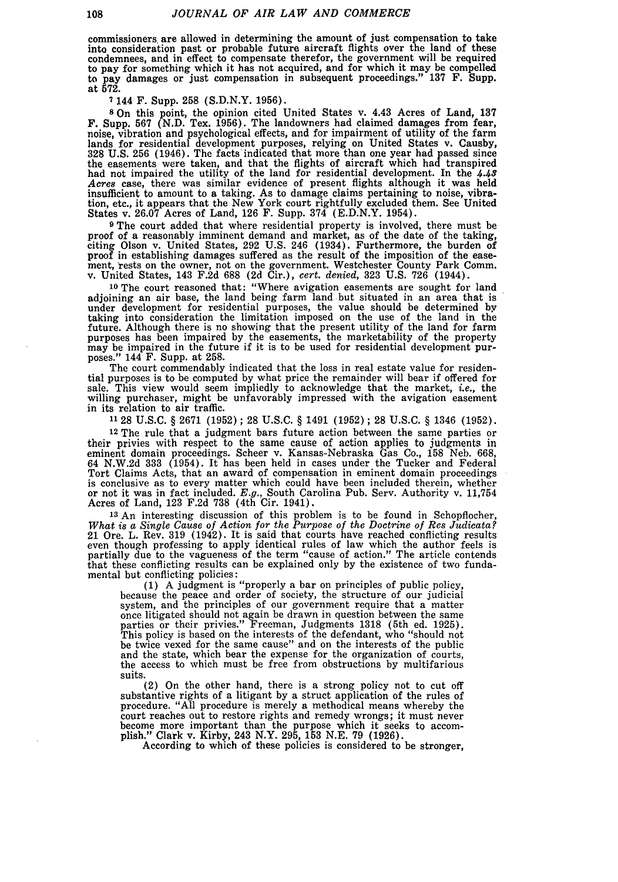commissioners are allowed in determining the amount of just compensation to take into consideration past or probable future aircraft flights over the land of these condemnees, and in effect to compensate therefor, the government will be required to pay for something which it has not acquired, and for which it may be compelled to pay damages or just compensation in subsequent proceedings." 137 F. Supp. at 572.

[7] 144 F. Supp. 258 (S.D.N.Y. 1956).

[8] On this point, the opinion cited United States v. 4.43 Acres of Land, 137 F. Supp. 567 (N.D. Tex. 1956). The landowners had claimed damages from fear, noise, vibration and psychological effects, and for impairment of utility of the farm lands for residential development purposes, relying on United States v. Causby, 328 U.S. 256 (1946). The facts indicated that more than one year had passed since the easements were taken, and that the flights of aircraft which had transpired had not impaired the utility of the land for residential development. In the *4.43 Acres* case, there was similar evidence of present flights although it was held insufficient to amount to a taking. As to damage claims pertaining to noise, vibration, etc., it appears that the New York court rightfully excluded them. See United States v. 26.07 Acres of Land, 126 F. Supp. 374 (E.D.N.Y. 1954).

[9] The court added that where residential property is involved, there must be proof of a reasonably imminent demand and market, as of the date of the taking, citing Olson v. United States, 292 U.S. 246 (1934). Furthermore, the burden of proof in establishing damages suffered as the result of the imposition of the easement, rests on the owner, not on the government. Westchester County Park Comm. v. United States, 143 F.2d 688 (2d Cir.), *cert. denied*, 323 U.S. 726 (1944).

[10] The court reasoned that: "Where avigation easements are sought for land adjoining an air base, the land being farm land but situated in an area that is under development for residential purposes, the value should be determined by taking into consideration the limitation imposed on the use of the land in the future. Although there is no showing that the present utility of the land for farm purposes has been impaired by the easements, the marketability of the property may be impaired in the future if it is to be used for residential development purposes." 144 F. Supp. at 258.

The court commendably indicated that the loss in real estate value for residential purposes is to be computed by what price the remainder will bear if offered for sale. This view would seem impliedly to acknowledge that the market, *i.e.*, the willing purchaser, might be unfavorably impressed with the avigation easement in its relation to air traffic.

[11] 28 U.S.C. § 2671 (1952); 28 U.S.C. § 1491 (1952); 28 U.S.C. § 1346 (1952).

[12] The rule that a judgment bars future action between the same parties or their privies with respect to the same cause of action applies to judgments in eminent domain proceedings. Scheer v. Kansas-Nebraska Gas Co., 158 Neb. 668, 64 N.W.2d 333 (1954). It has been held in cases under the Tucker and Federal Tort Claims Acts, that an award of compensation in eminent domain proceedings is conclusive as to every matter which could have been included therein, whether or not it was in fact included. *E.g.*, South Carolina Pub. Serv. Authority v. 11,754 Acres of Land, 123 F.2d 738 (4th Cir. 1941).

[13] An interesting discussion of this problem is to be found in Schopflocher, *What is a Single Cause of Action for the Purpose of the Doctrine of Res Judicata?* 21 Ore. L. Rev. 319 (1942). It is said that courts have reached conflicting results even though professing to apply identical rules of law which the author feels is partially due to the vagueness of the term "cause of action." The article contends that these conflicting results can be explained only by the existence of two fundamental but conflicting policies:

> (1) A judgment is "properly a bar on principles of public policy, because the peace and order of society, the structure of our judicial system, and the principles of our government require that a matter once litigated should not again be drawn in question between the same parties or their privies." Freeman, Judgments 1318 (5th ed. 1925). This policy is based on the interests of the defendant, who "should not be twice vexed for the same cause" and on the interests of the public and the state, which bear the expense for the organization of courts, the access to which must be free from obstructions by multifarious suits.
>
> (2) On the other hand, there is a strong policy not to cut off substantive rights of a litigant by a struct application of the rules of procedure. "All procedure is merely a methodical means whereby the court reaches out to restore rights and remedy wrongs; it must never become more important than the purpose which it seeks to accomplish." Clark v. Kirby, 243 N.Y. 295, 153 N.E. 79 (1926).

According to which of these policies is considered to be stronger,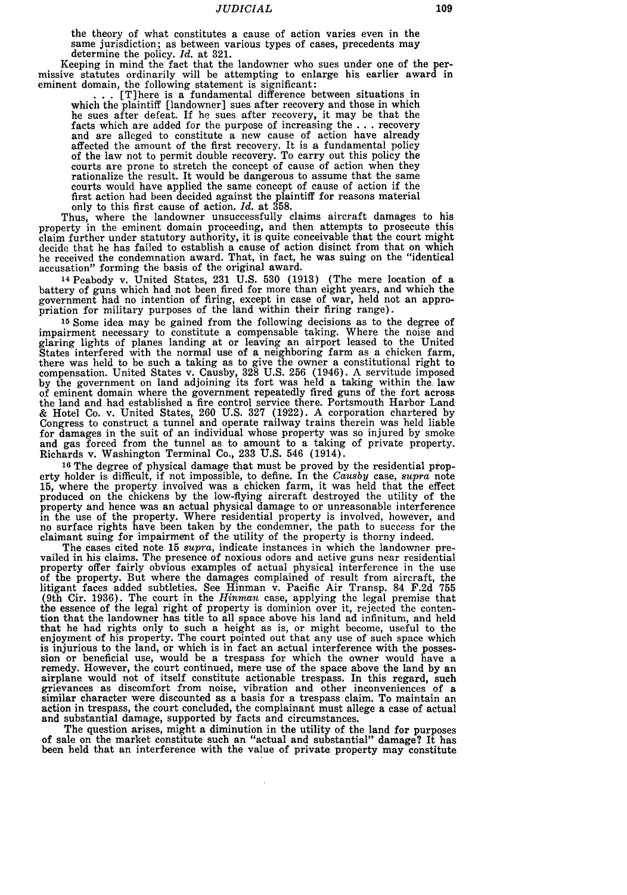the theory of what constitutes a cause of action varies even in the same jurisdiction; as between various types of cases, precedents may determine the policy. *Id.* at 321.

Keeping in mind the fact that the landowner who sues under one of the permissive statutes ordinarily will be attempting to enlarge his earlier award in eminent domain, the following statement is significant:

> . . . [T]here is a fundamental difference between situations in which the plaintiff [landowner] sues after recovery and those in which he sues after defeat. If he sues after recovery, it may be that the facts which are added for the purpose of increasing the . . . recovery and are alleged to constitute a new cause of action have already affected the amount of the first recovery. It is a fundamental policy of the law not to permit double recovery. To carry out this policy the courts are prone to stretch the concept of cause of action when they rationalize the result. It would be dangerous to assume that the same courts would have applied the same concept of cause of action if the first action had been decided against the plaintiff for reasons material only to this first cause of action. *Id.* at 358.

Thus, where the landowner unsuccessfully claims aircraft damages to his property in the eminent domain proceeding, and then attempts to prosecute this claim further under statutory authority, it is quite conceivable that the court might decide that he has failed to establish a cause of action disinct from that on which he received the condemnation award. That, in fact, he was suing on the "identical accusation" forming the basis of the original award.

[14] Peabody v. United States, 231 U.S. 530 (1913) (The mere location of a battery of guns which had not been fired for more than eight years, and which the government had no intention of firing, except in case of war, held not an appropriation for military purposes of the land within their firing range).

[15] Some idea may be gained from the following decisions as to the degree of impairment necessary to constitute a compensable taking. Where the noise and glaring lights of planes landing at or leaving an airport leased to the United States interfered with the normal use of a neighboring farm as a chicken farm, there was held to be such a taking as to give the owner a constitutional right to compensation. United States v. Causby, 328 U.S. 256 (1946). A servitude imposed by the government on land adjoining its fort was held a taking within the law of eminent domain where the government repeatedly fired guns of the fort across the land and had established a fire control service there. Portsmouth Harbor Land & Hotel Co. v. United States, 260 U.S. 327 (1922). A corporation chartered by Congress to construct a tunnel and operate railway trains therein was held liable for damages in the suit of an individual whose property was so injured by smoke and gas forced from the tunnel as to amount to a taking of private property. Richards v. Washington Terminal Co., 233 U.S. 546 (1914).

[16] The degree of physical damage that must be proved by the residential property holder is difficult, if not impossible, to define. In the *Causby* case, *supra* note 15, where the property involved was a chicken farm, it was held that the effect produced on the chickens by the low-flying aircraft destroyed the utility of the property and hence was an actual physical damage to or unreasonable interference in the use of the property. Where residential property is involved, however, and no surface rights have been taken by the condemner, the path to success for the claimant suing for impairment of the utility of the property is thorny indeed.

The cases cited note 15 *supra*, indicate instances in which the landowner prevailed in his claims. The presence of noxious odors and active guns near residential property offer fairly obvious examples of actual physical interference in the use of the property. But where the damages complained of result from aircraft, the litigant faces added subtleties. See Hinman v. Pacific Air Transp. 84 F.2d 755 (9th Cir. 1936). The court in the *Hinman* case, applying the legal premise that the essence of the legal right of property is dominion over it, rejected the contention that the landowner has title to all space above his land ad infinitum, and held that he had rights only to such a height as is, or might become, useful to the enjoyment of his property. The court pointed out that any use of such space which is injurious to the land, or which is in fact an actual interference with the possession or beneficial use, would be a trespass for which the owner would have a remedy. However, the court continued, mere use of the space above the land by an airplane would not of itself constitute actionable trespass. In this regard, such grievances as discomfort from noise, vibration and other inconveniences of a similar character were discounted as a basis for a trespass claim. To maintain an action in trespass, the court concluded, the complainant must allege a case of actual and substantial damage, supported by facts and circumstances.

The question arises, might a diminution in the utility of the land for purposes of sale on the market constitute such an "actual and substantial" damage? It has been held that an interference with the value of private property may constitute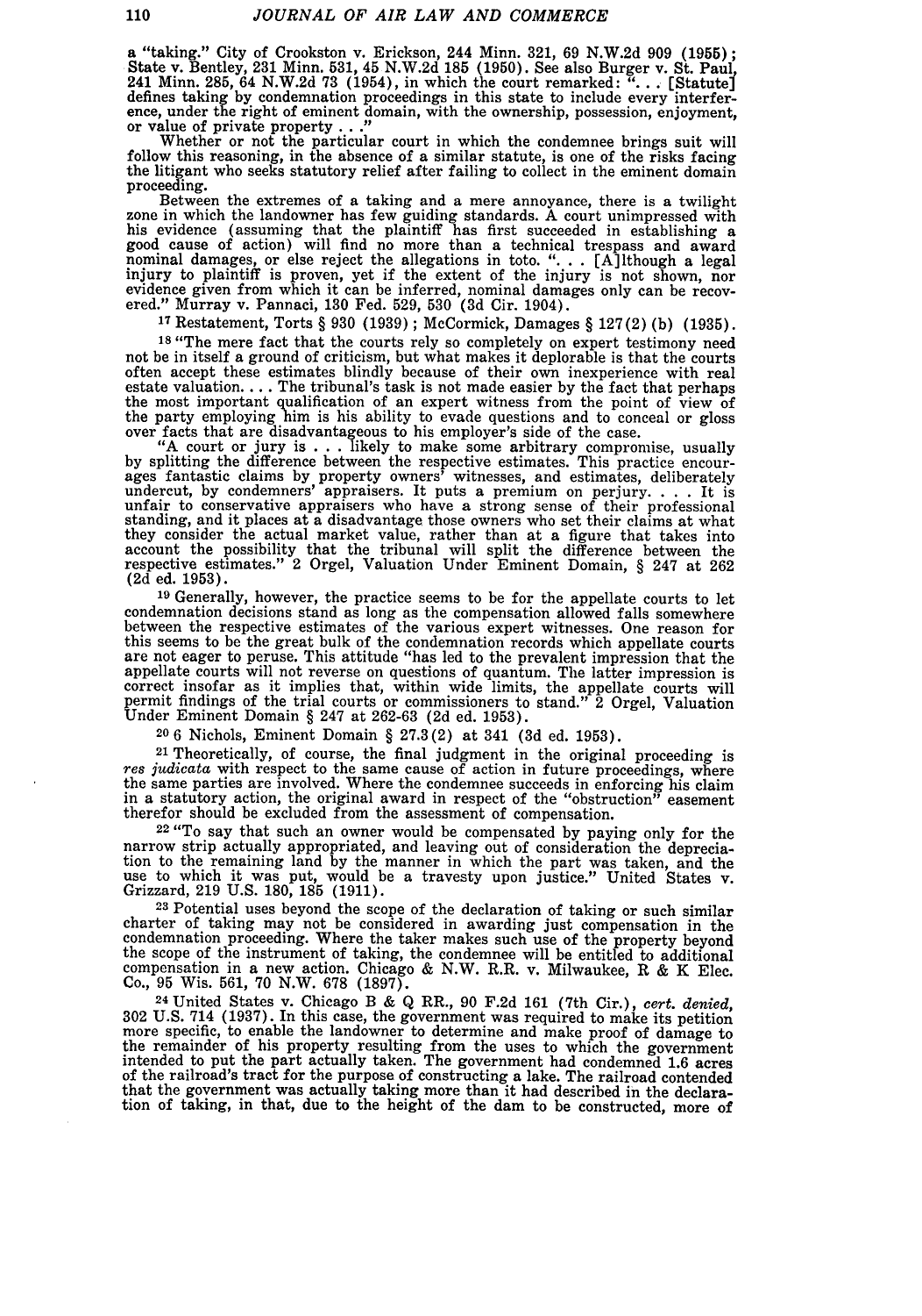a "taking." City of Crookston v. Erickson, 244 Minn. 321, 69 N.W.2d 909 (1955); State v. Bentley, 231 Minn. 531, 45 N.W.2d 185 (1950). See also Burger v. St. Paul, 241 Minn. 285, 64 N.W.2d 73 (1954), in which the court remarked: ". . . [Statute] defines taking by condemnation proceedings in this state to include every interference, under the right of eminent domain, with the ownership, possession, enjoyment, or value of private property . . ."

Whether or not the particular court in which the condemnee brings suit will follow this reasoning, in the absence of a similar statute, is one of the risks facing the litigant who seeks statutory relief after failing to collect in the eminent domain proceeding.

Between the extremes of a taking and a mere annoyance, there is a twilight zone in which the landowner has few guiding standards. A court unimpressed with his evidence (assuming that the plaintiff has first succeeded in establishing a good cause of action) will find no more than a technical trespass and award nominal damages, or else reject the allegations in toto. ". . . [A]lthough a legal injury to plaintiff is proven, yet if the extent of the injury is not shown, nor evidence given from which it can be inferred, nominal damages only can be recovered." Murray v. Pannaci, 130 Fed. 529, 530 (3d Cir. 1904).

[17] Restatement, Torts § 930 (1939); McCormick, Damages § 127(2)(b) (1935).

[18] "The mere fact that the courts rely so completely on expert testimony need not be in itself a ground of criticism, but what makes it deplorable is that the courts often accept these estimates blindly because of their own inexperience with real estate valuation. . . . The tribunal's task is not made easier by the fact that perhaps the most important qualification of an expert witness from the point of view of the party employing him is his ability to evade questions and to conceal or gloss over facts that are disadvantageous to his employer's side of the case.

"A court or jury is . . . likely to make some arbitrary compromise, usually by splitting the difference between the respective estimates. This practice encourages fantastic claims by property owners' witnesses, and estimates, deliberately undercut, by condemners' appraisers. It puts a premium on perjury. . . . It is unfair to conservative appraisers who have a strong sense of their professional standing, and it places at a disadvantage those owners who set their claims at what they consider the actual market value, rather than at a figure that takes into account the possibility that the tribunal will split the difference between the respective estimates." 2 Orgel, Valuation Under Eminent Domain, § 247 at 262 (2d ed. 1953).

[19] Generally, however, the practice seems to be for the appellate courts to let condemnation decisions stand as long as the compensation allowed falls somewhere between the respective estimates of the various expert witnesses. One reason for this seems to be the great bulk of the condemnation records which appellate courts are not eager to peruse. This attitude "has led to the prevalent impression that the appellate courts will not reverse on questions of quantum. The latter impression is correct insofar as it implies that, within wide limits, the appellate courts will permit findings of the trial courts or commissioners to stand." 2 Orgel, Valuation Under Eminent Domain § 247 at 262-63 (2d ed. 1953).

[20] 6 Nichols, Eminent Domain § 27.3(2) at 341 (3d ed. 1953).

[21] Theoretically, of course, the final judgment in the original proceeding is *res judicata* with respect to the same cause of action in future proceedings, where the same parties are involved. Where the condemnee succeeds in enforcing his claim in a statutory action, the original award in respect of the "obstruction" easement therefor should be excluded from the assessment of compensation.

[22] "To say that such an owner would be compensated by paying only for the narrow strip actually appropriated, and leaving out of consideration the depreciation to the remaining land by the manner in which the part was taken, and the use to which it was put, would be a travesty upon justice." United States v. Grizzard, 219 U.S. 180, 185 (1911).

[23] Potential uses beyond the scope of the declaration of taking or such similar charter of taking may not be considered in awarding just compensation in the condemnation proceeding. Where the taker makes such use of the property beyond the scope of the instrument of taking, the condemnee will be entitled to additional compensation in a new action. Chicago & N.W. R.R. v. Milwaukee, R & K Elec. Co., 95 Wis. 561, 70 N.W. 678 (1897).

[24] United States v. Chicago B & Q RR., 90 F.2d 161 (7th Cir.), *cert. denied*, 302 U.S. 714 (1937). In this case, the government was required to make its petition more specific, to enable the landowner to determine and make proof of damage to the remainder of his property resulting from the uses to which the government intended to put the part actually taken. The government had condemned 1.6 acres of the railroad's tract for the purpose of constructing a lake. The railroad contended that the government was actually taking more than it had described in the declaration of taking, in that, due to the height of the dam to be constructed, more of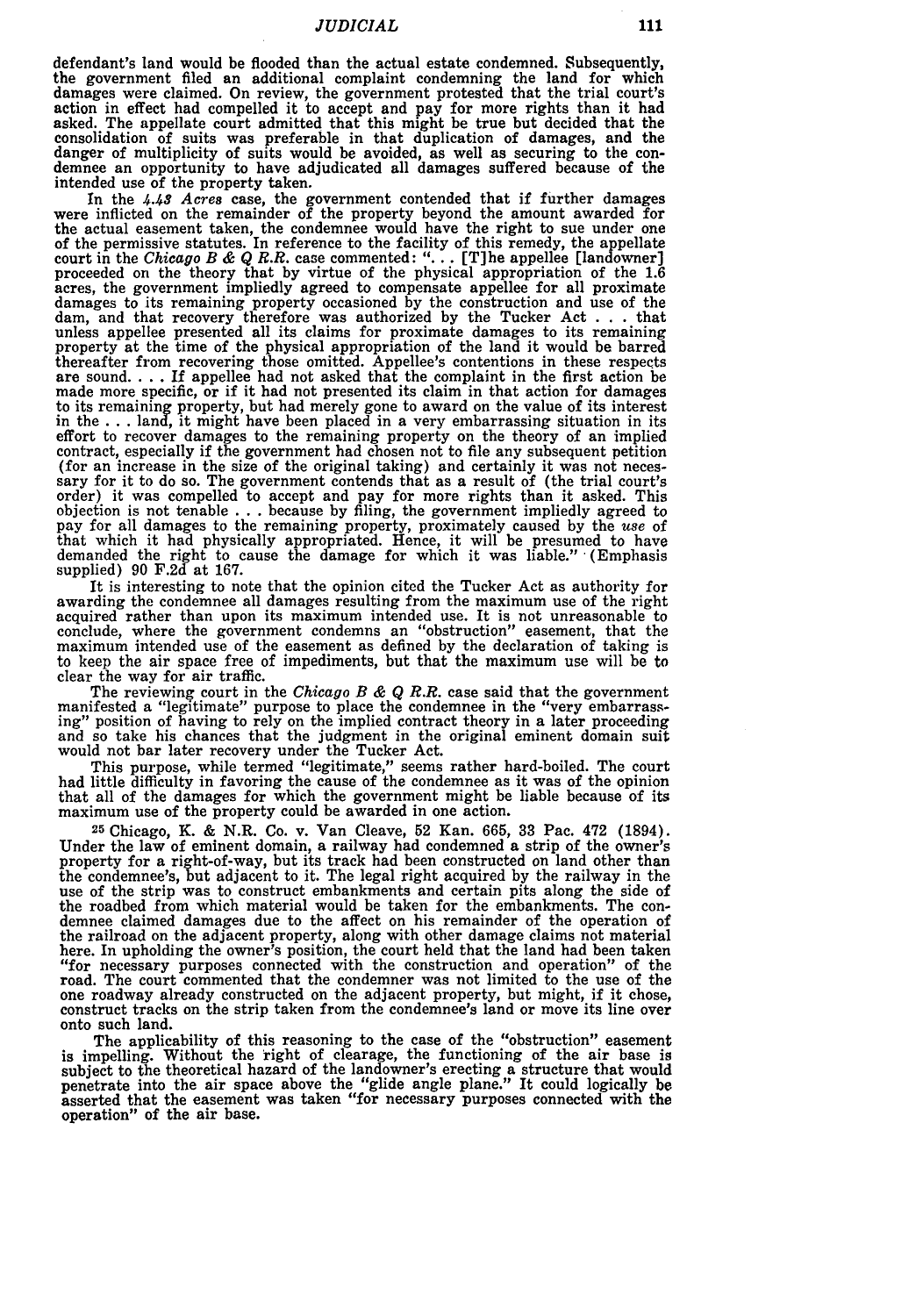defendant's land would be flooded than the actual estate condemned. Subsequently, the government filed an additional complaint condemning the land for which damages were claimed. On review, the government protested that the trial court's action in effect had compelled it to accept and pay for more rights than it had asked. The appellate court admitted that this might be true but decided that the consolidation of suits was preferable in that duplication of damages, and the danger of multiplicity of suits would be avoided, as well as securing to the condemnee an opportunity to have adjudicated all damages suffered because of the intended use of the property taken.

In the *4.43 Acres* case, the government contended that if further damages were inflicted on the remainder of the property beyond the amount awarded for the actual easement taken, the condemnee would have the right to sue under one of the permissive statutes. In reference to the facility of this remedy, the appellate court in the *Chicago B & Q R.R.* case commented: ". . . [T]he appellee [landowner] proceeded on the theory that by virtue of the physical appropriation of the 1.6 acres, the government impliedly agreed to compensate appellee for all proximate damages to its remaining property occasioned by the construction and use of the dam, and that recovery therefore was authorized by the Tucker Act . . . that unless appellee presented all its claims for proximate damages to its remaining property at the time of the physical appropriation of the land it would be barred thereafter from recovering those omitted. Appellee's contentions in these respects are sound. . . . If appellee had not asked that the complaint in the first action be made more specific, or if it had not presented its claim in that action for damages to its remaining property, but had merely gone to award on the value of its interest in the . . . land, it might have been placed in a very embarrassing situation in its effort to recover damages to the remaining property on the theory of an implied contract, especially if the government had chosen not to file any subsequent petition (for an increase in the size of the original taking) and certainly it was not necessary for it to do so. The government contends that as a result of (the trial court's order) it was compelled to accept and pay for more rights than it asked. This objection is not tenable . . . because by filing, the government impliedly agreed to pay for all damages to the remaining property, proximately caused by the *use* of that which it had physically appropriated. Hence, it will be presumed to have demanded the right to cause the damage for which it was liable." (Emphasis supplied) 90 F.2d at 167.

It is interesting to note that the opinion cited the Tucker Act as authority for awarding the condemnee all damages resulting from the maximum use of the right acquired rather than upon its maximum intended use. It is not unreasonable to conclude, where the government condemns an "obstruction" easement, that the maximum intended use of the easement as defined by the declaration of taking is to keep the air space free of impediments, but that the maximum use will be to clear the way for air traffic.

The reviewing court in the *Chicago B & Q R.R.* case said that the government manifested a "legitimate" purpose to place the condemnee in the "very embarrassing" position of having to rely on the implied contract theory in a later proceeding and so take his chances that the judgment in the original eminent domain suit would not bar later recovery under the Tucker Act.

This purpose, while termed "legitimate," seems rather hard-boiled. The court had little difficulty in favoring the cause of the condemnee as it was of the opinion that all of the damages for which the government might be liable because of its maximum use of the property could be awarded in one action.

[25] Chicago, K. & N.R. Co. v. Van Cleave, 52 Kan. 665, 33 Pac. 472 (1894). Under the law of eminent domain, a railway had condemned a strip of the owner's property for a right-of-way, but its track had been constructed on land other than the condemnee's, but adjacent to it. The legal right acquired by the railway in the use of the strip was to construct embankments and certain pits along the side of the roadbed from which material would be taken for the embankments. The condemnee claimed damages due to the affect on his remainder of the operation of the railroad on the adjacent property, along with other damage claims not material here. In upholding the owner's position, the court held that the land had been taken "for necessary purposes connected with the construction and operation" of the road. The court commented that the condemner was not limited to the use of the one roadway already constructed on the adjacent property, but might, if it chose, construct tracks on the strip taken from the condemnee's land or move its line over onto such land.

The applicability of this reasoning to the case of the "obstruction" easement is impelling. Without the right of clearage, the functioning of the air base is subject to the theoretical hazard of the landowner's erecting a structure that would penetrate into the air space above the "glide angle plane." It could logically be asserted that the easement was taken "for necessary purposes connected with the operation" of the air base.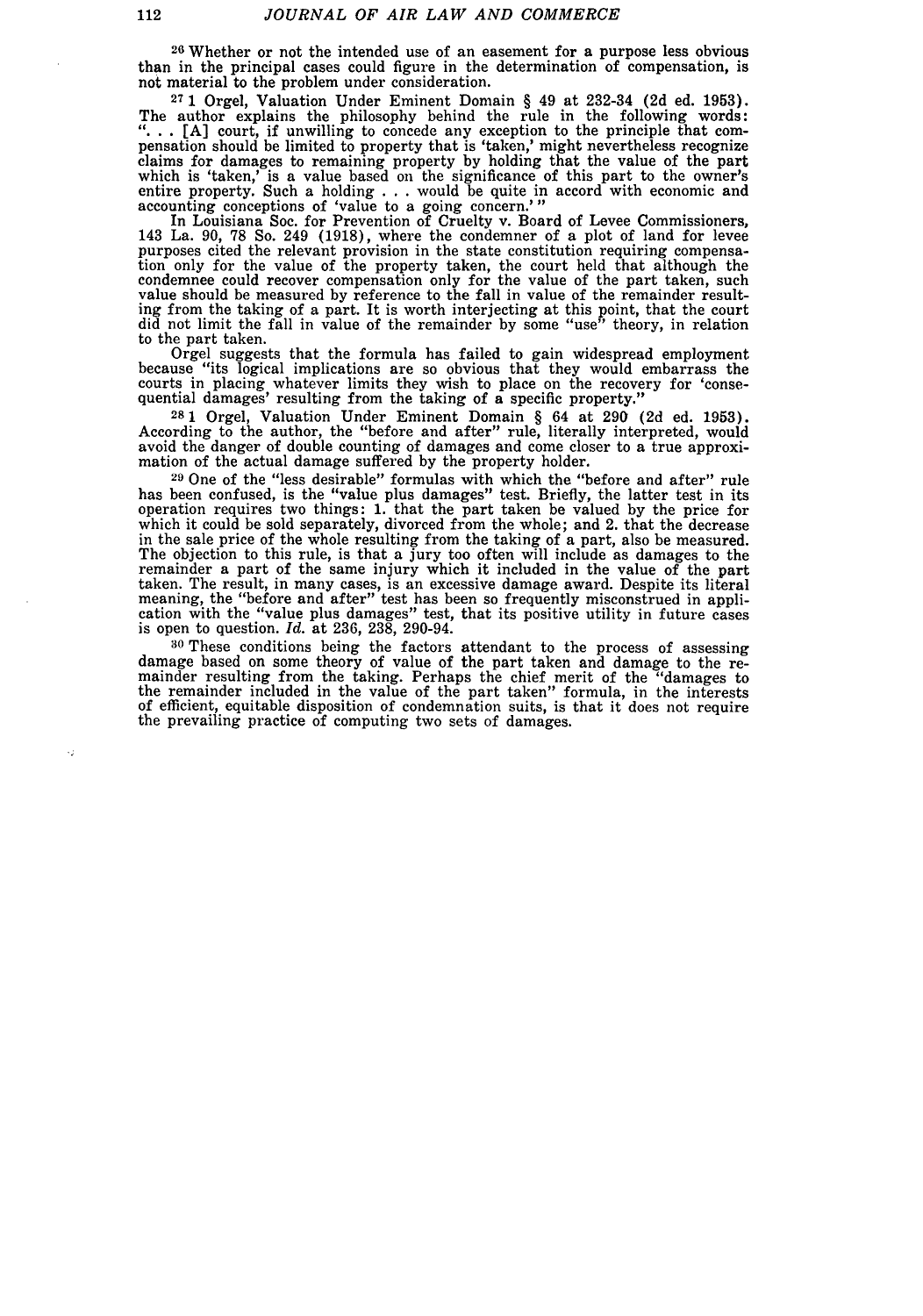[26] Whether or not the intended use of an easement for a purpose less obvious than in the principal cases could figure in the determination of compensation, is not material to the problem under consideration.

[27] 1 Orgel, Valuation Under Eminent Domain § 49 at 232-34 (2d ed. 1953). The author explains the philosophy behind the rule in the following words: ". . . [A] court, if unwilling to concede any exception to the principle that compensation should be limited to property that is 'taken,' might nevertheless recognize claims for damages to remaining property by holding that the value of the part which is 'taken,' is a value based on the significance of this part to the owner's entire property. Such a holding . . . would be quite in accord with economic and accounting conceptions of 'value to a going concern.' "

In Louisiana Soc. for Prevention of Cruelty v. Board of Levee Commissioners, 143 La. 90, 78 So. 249 (1918), where the condemner of a plot of land for levee purposes cited the relevant provision in the state constitution requiring compensation only for the value of the property taken, the court held that although the condemnee could recover compensation only for the value of the part taken, such value should be measured by reference to the fall in value of the remainder resulting from the taking of a part. It is worth interjecting at this point, that the court did not limit the fall in value of the remainder by some "use" theory, in relation to the part taken.

Orgel suggests that the formula has failed to gain widespread employment because "its logical implications are so obvious that they would embarrass the courts in placing whatever limits they wish to place on the recovery for 'consequential damages' resulting from the taking of a specific property."

[28] 1 Orgel, Valuation Under Eminent Domain § 64 at 290 (2d ed. 1953). According to the author, the "before and after" rule, literally interpreted, would avoid the danger of double counting of damages and come closer to a true approximation of the actual damage suffered by the property holder.

[29] One of the "less desirable" formulas with which the "before and after" rule has been confused, is the "value plus damages" test. Briefly, the latter test in its operation requires two things: 1. that the part taken be valued by the price for which it could be sold separately, divorced from the whole; and 2. that the decrease in the sale price of the whole resulting from the taking of a part, also be measured. The objection to this rule, is that a jury too often will include as damages to the remainder a part of the same injury which it included in the value of the part taken. The result, in many cases, is an excessive damage award. Despite its literal meaning, the "before and after" test has been so frequently misconstrued in application with the "value plus damages" test, that its positive utility in future cases is open to question. *Id.* at 236, 238, 290-94.

[30] These conditions being the factors attendant to the process of assessing damage based on some theory of value of the part taken and damage to the remainder resulting from the taking. Perhaps the chief merit of the "damages to the remainder included in the value of the part taken" formula, in the interests of efficient, equitable disposition of condemnation suits, is that it does not require the prevailing practice of computing two sets of damages.